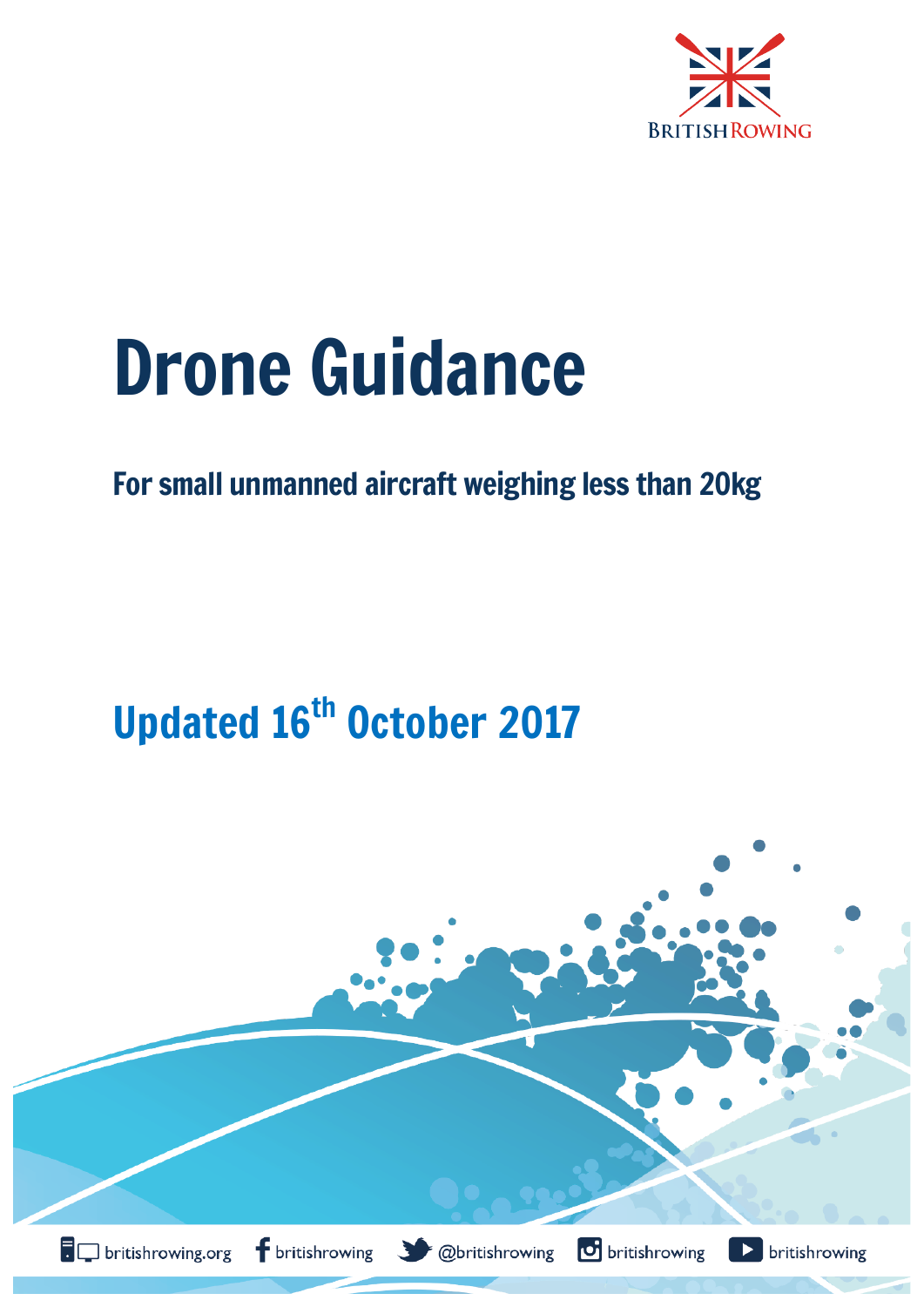British Rowing

# Drone Guidance

## For small unmanned aircraft weighing less than 20kg

## Updated 16th October 2017

britishrowing.org britishrowing @britishrowing britishrowing britishrowing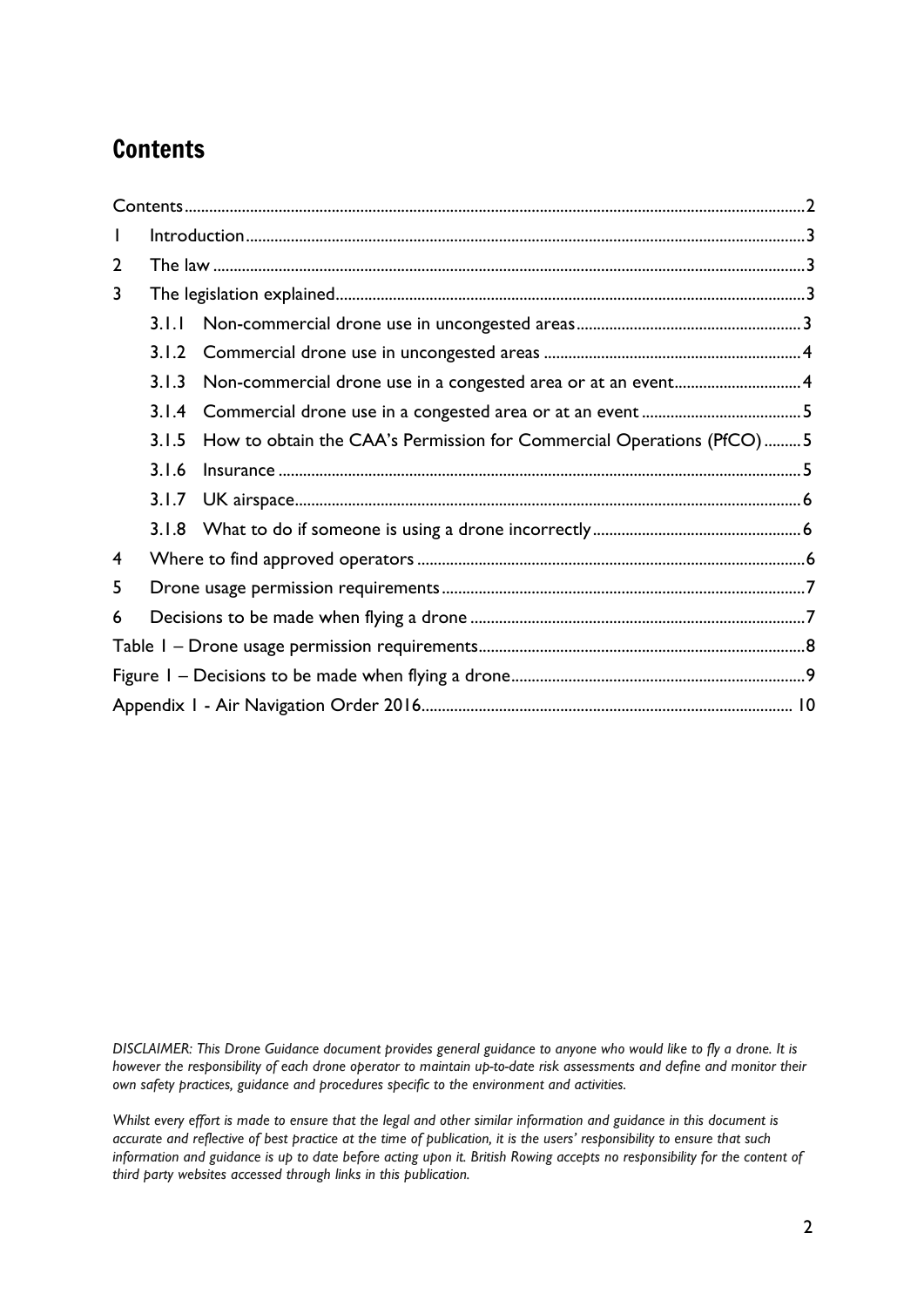# Contents

| | | |
|---|---|---|
| Contents | | 2 |
| 1 | Introduction | 3 |
| 2 | The law | 3 |
| 3 | The legislation explained | 3 |
| 3.1.1 | Non-commercial drone use in uncongested areas | 3 |
| 3.1.2 | Commercial drone use in uncongested areas | 4 |
| 3.1.3 | Non-commercial drone use in a congested area or at an event | 4 |
| 3.1.4 | Commercial drone use in a congested area or at an event | 5 |
| 3.1.5 | How to obtain the CAA's Permission for Commercial Operations (PfCO) | 5 |
| 3.1.6 | Insurance | 5 |
| 3.1.7 | UK airspace | 6 |
| 3.1.8 | What to do if someone is using a drone incorrectly | 6 |
| 4 | Where to find approved operators | 6 |
| 5 | Drone usage permission requirements | 7 |
| 6 | Decisions to be made when flying a drone | 7 |
| Table 1 – Drone usage permission requirements | | 8 |
| Figure 1 – Decisions to be made when flying a drone | | 9 |
| Appendix 1 - Air Navigation Order 2016 | | 10 |

*DISCLAIMER: This Drone Guidance document provides general guidance to anyone who would like to fly a drone. It is however the responsibility of each drone operator to maintain up-to-date risk assessments and define and monitor their own safety practices, guidance and procedures specific to the environment and activities.*

*Whilst every effort is made to ensure that the legal and other similar information and guidance in this document is accurate and reflective of best practice at the time of publication, it is the users' responsibility to ensure that such information and guidance is up to date before acting upon it. British Rowing accepts no responsibility for the content of third party websites accessed through links in this publication.*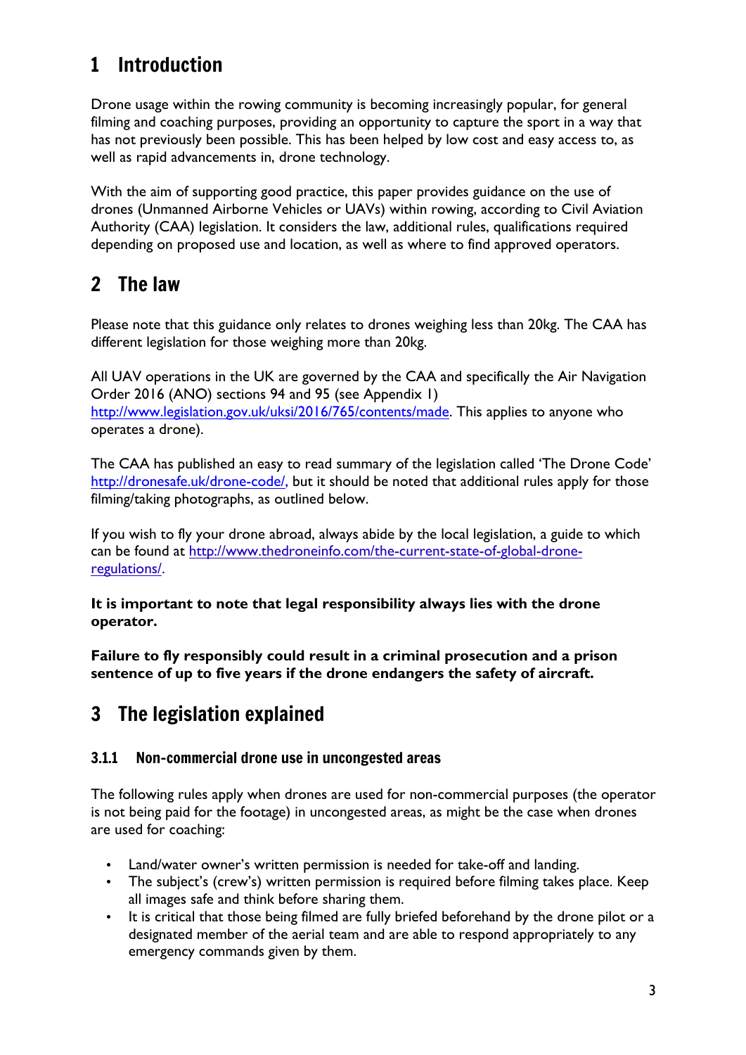# 1 Introduction

Drone usage within the rowing community is becoming increasingly popular, for general filming and coaching purposes, providing an opportunity to capture the sport in a way that has not previously been possible. This has been helped by low cost and easy access to, as well as rapid advancements in, drone technology.

With the aim of supporting good practice, this paper provides guidance on the use of drones (Unmanned Airborne Vehicles or UAVs) within rowing, according to Civil Aviation Authority (CAA) legislation. It considers the law, additional rules, qualifications required depending on proposed use and location, as well as where to find approved operators.

# 2 The law

Please note that this guidance only relates to drones weighing less than 20kg. The CAA has different legislation for those weighing more than 20kg.

All UAV operations in the UK are governed by the CAA and specifically the Air Navigation Order 2016 (ANO) sections 94 and 95 (see Appendix 1) http://www.legislation.gov.uk/uksi/2016/765/contents/made. This applies to anyone who operates a drone).

The CAA has published an easy to read summary of the legislation called 'The Drone Code' http://dronesafe.uk/drone-code/, but it should be noted that additional rules apply for those filming/taking photographs, as outlined below.

If you wish to fly your drone abroad, always abide by the local legislation, a guide to which can be found at http://www.thedroneinfo.com/the-current-state-of-global-drone-regulations/.

**It is important to note that legal responsibility always lies with the drone operator.**

**Failure to fly responsibly could result in a criminal prosecution and a prison sentence of up to five years if the drone endangers the safety of aircraft.**

# 3 The legislation explained

### 3.1.1 Non-commercial drone use in uncongested areas

The following rules apply when drones are used for non-commercial purposes (the operator is not being paid for the footage) in uncongested areas, as might be the case when drones are used for coaching:

- Land/water owner's written permission is needed for take-off and landing.
- The subject's (crew's) written permission is required before filming takes place. Keep all images safe and think before sharing them.
- It is critical that those being filmed are fully briefed beforehand by the drone pilot or a designated member of the aerial team and are able to respond appropriately to any emergency commands given by them.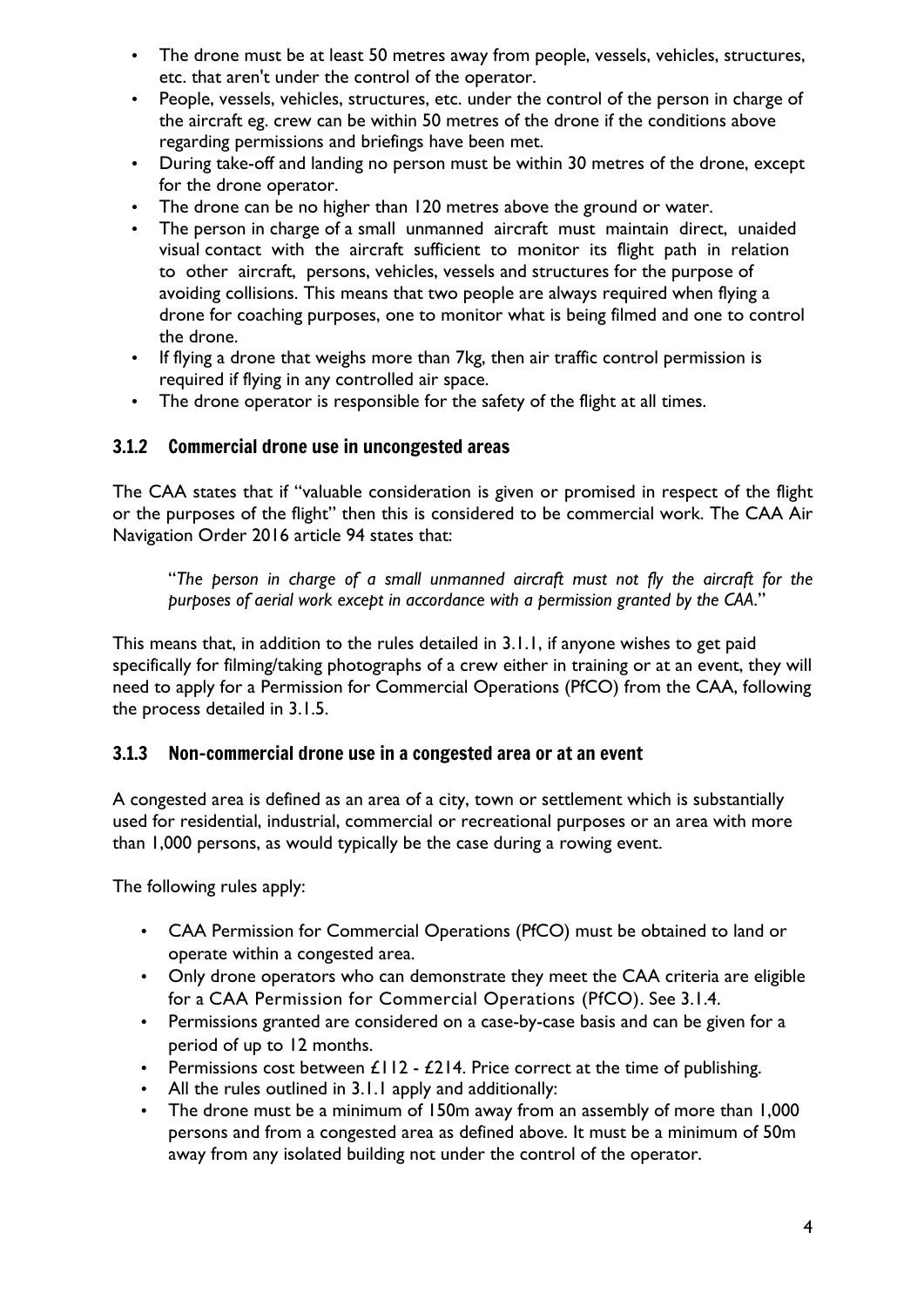- The drone must be at least 50 metres away from people, vessels, vehicles, structures, etc. that aren't under the control of the operator.
- People, vessels, vehicles, structures, etc. under the control of the person in charge of the aircraft eg. crew can be within 50 metres of the drone if the conditions above regarding permissions and briefings have been met.
- During take-off and landing no person must be within 30 metres of the drone, except for the drone operator.
- The drone can be no higher than 120 metres above the ground or water.
- The person in charge of a small unmanned aircraft must maintain direct, unaided visual contact with the aircraft sufficient to monitor its flight path in relation to other aircraft, persons, vehicles, vessels and structures for the purpose of avoiding collisions. This means that two people are always required when flying a drone for coaching purposes, one to monitor what is being filmed and one to control the drone.
- If flying a drone that weighs more than 7kg, then air traffic control permission is required if flying in any controlled air space.
- The drone operator is responsible for the safety of the flight at all times.

### 3.1.2 Commercial drone use in uncongested areas

The CAA states that if "valuable consideration is given or promised in respect of the flight or the purposes of the flight" then this is considered to be commercial work. The CAA Air Navigation Order 2016 article 94 states that:

> "*The person in charge of a small unmanned aircraft must not fly the aircraft for the purposes of aerial work except in accordance with a permission granted by the CAA.*"

This means that, in addition to the rules detailed in 3.1.1, if anyone wishes to get paid specifically for filming/taking photographs of a crew either in training or at an event, they will need to apply for a Permission for Commercial Operations (PfCO) from the CAA, following the process detailed in 3.1.5.

### 3.1.3 Non-commercial drone use in a congested area or at an event

A congested area is defined as an area of a city, town or settlement which is substantially used for residential, industrial, commercial or recreational purposes or an area with more than 1,000 persons, as would typically be the case during a rowing event.

The following rules apply:

- CAA Permission for Commercial Operations (PfCO) must be obtained to land or operate within a congested area.
- Only drone operators who can demonstrate they meet the CAA criteria are eligible for a CAA Permission for Commercial Operations (PfCO). See 3.1.4.
- Permissions granted are considered on a case-by-case basis and can be given for a period of up to 12 months.
- Permissions cost between £112 - £214. Price correct at the time of publishing.
- All the rules outlined in 3.1.1 apply and additionally:
- The drone must be a minimum of 150m away from an assembly of more than 1,000 persons and from a congested area as defined above. It must be a minimum of 50m away from any isolated building not under the control of the operator.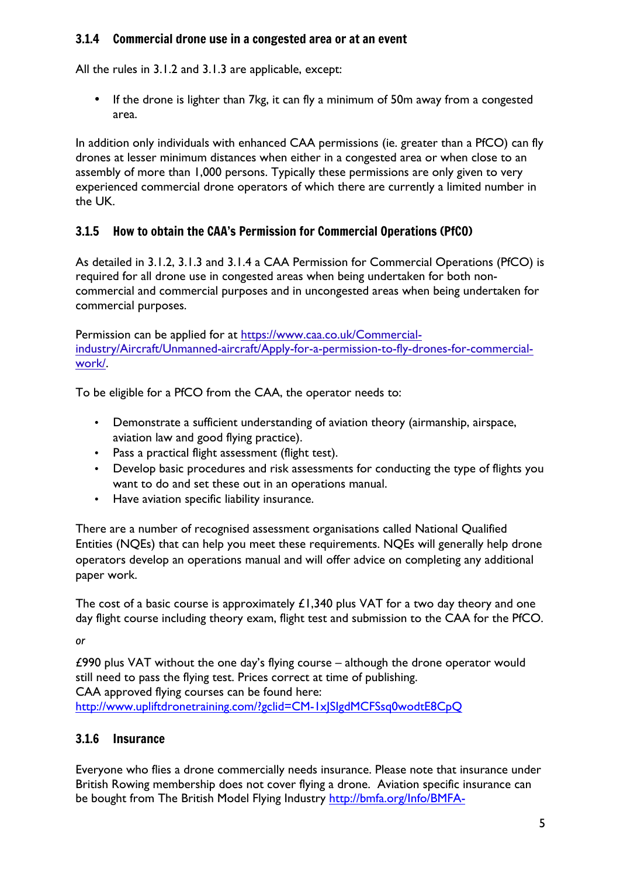### 3.1.4 Commercial drone use in a congested area or at an event

All the rules in 3.1.2 and 3.1.3 are applicable, except:

- If the drone is lighter than 7kg, it can fly a minimum of 50m away from a congested area.

In addition only individuals with enhanced CAA permissions (ie. greater than a PfCO) can fly drones at lesser minimum distances when either in a congested area or when close to an assembly of more than 1,000 persons. Typically these permissions are only given to very experienced commercial drone operators of which there are currently a limited number in the UK.

### 3.1.5 How to obtain the CAA's Permission for Commercial Operations (PfCO)

As detailed in 3.1.2, 3.1.3 and 3.1.4 a CAA Permission for Commercial Operations (PfCO) is required for all drone use in congested areas when being undertaken for both non-commercial and commercial purposes and in uncongested areas when being undertaken for commercial purposes.

Permission can be applied for at [https://www.caa.co.uk/Commercial-industry/Aircraft/Unmanned-aircraft/Apply-for-a-permission-to-fly-drones-for-commercial-work/](https://www.caa.co.uk/Commercial-industry/Aircraft/Unmanned-aircraft/Apply-for-a-permission-to-fly-drones-for-commercial-work/).

To be eligible for a PfCO from the CAA, the operator needs to:

- Demonstrate a sufficient understanding of aviation theory (airmanship, airspace, aviation law and good flying practice).
- Pass a practical flight assessment (flight test).
- Develop basic procedures and risk assessments for conducting the type of flights you want to do and set these out in an operations manual.
- Have aviation specific liability insurance.

There are a number of recognised assessment organisations called National Qualified Entities (NQEs) that can help you meet these requirements. NQEs will generally help drone operators develop an operations manual and will offer advice on completing any additional paper work.

The cost of a basic course is approximately £1,340 plus VAT for a two day theory and one day flight course including theory exam, flight test and submission to the CAA for the PfCO.

*or*

£990 plus VAT without the one day's flying course – although the drone operator would still need to pass the flying test. Prices correct at time of publishing.
CAA approved flying courses can be found here:
[http://www.upliftdronetraining.com/?gclid=CM-1xJSlgdMCFSsq0wodtE8CpQ](http://www.upliftdronetraining.com/?gclid=CM-1xJSlgdMCFSsq0wodtE8CpQ)

### 3.1.6 Insurance

Everyone who flies a drone commercially needs insurance. Please note that insurance under British Rowing membership does not cover flying a drone. Aviation specific insurance can be bought from The British Model Flying Industry http://bmfa.org/Info/BMFA-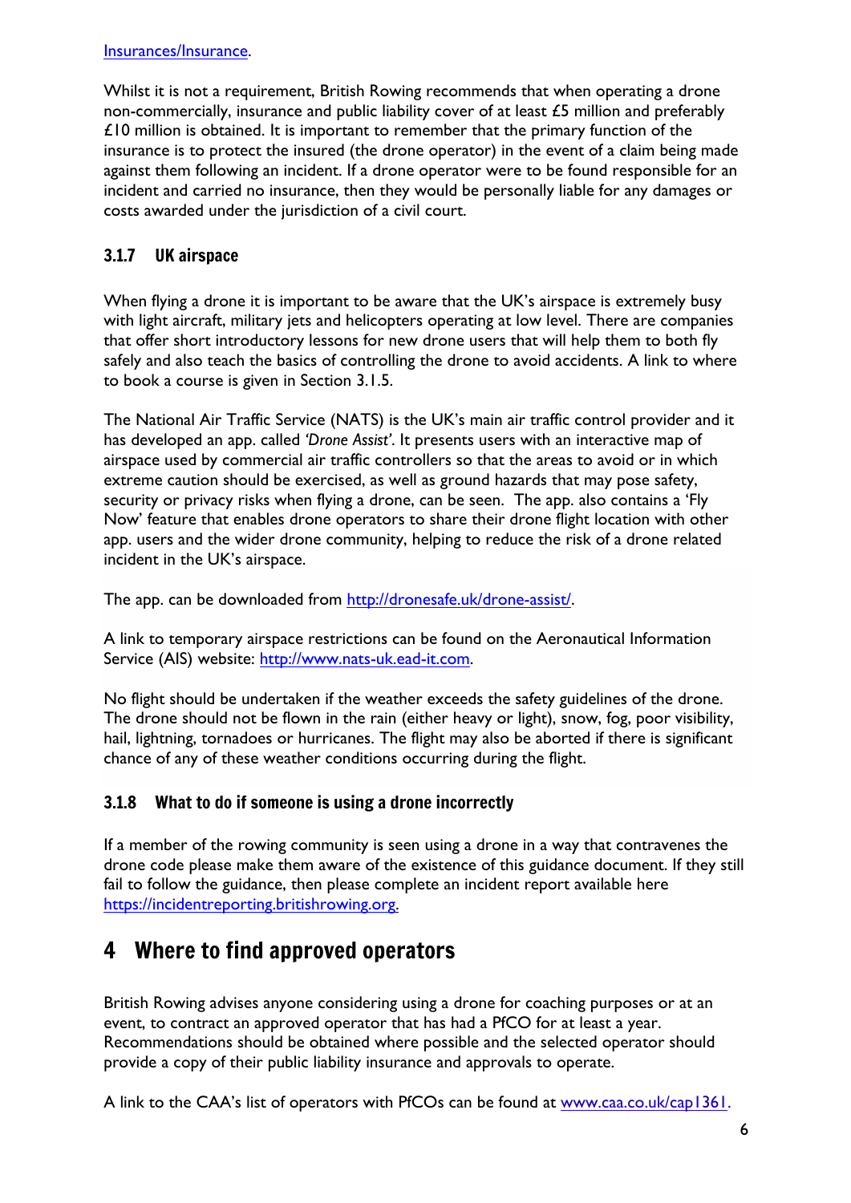[Insurances/Insurance](Insurances/Insurance).

Whilst it is not a requirement, British Rowing recommends that when operating a drone non-commercially, insurance and public liability cover of at least £5 million and preferably £10 million is obtained. It is important to remember that the primary function of the insurance is to protect the insured (the drone operator) in the event of a claim being made against them following an incident. If a drone operator were to be found responsible for an incident and carried no insurance, then they would be personally liable for any damages or costs awarded under the jurisdiction of a civil court.

### 3.1.7 UK airspace

When flying a drone it is important to be aware that the UK's airspace is extremely busy with light aircraft, military jets and helicopters operating at low level. There are companies that offer short introductory lessons for new drone users that will help them to both fly safely and also teach the basics of controlling the drone to avoid accidents. A link to where to book a course is given in Section 3.1.5.

The National Air Traffic Service (NATS) is the UK's main air traffic control provider and it has developed an app. called *'Drone Assist'*. It presents users with an interactive map of airspace used by commercial air traffic controllers so that the areas to avoid or in which extreme caution should be exercised, as well as ground hazards that may pose safety, security or privacy risks when flying a drone, can be seen. The app. also contains a 'Fly Now' feature that enables drone operators to share their drone flight location with other app. users and the wider drone community, helping to reduce the risk of a drone related incident in the UK's airspace.

The app. can be downloaded from [http://dronesafe.uk/drone-assist/](http://dronesafe.uk/drone-assist/).

A link to temporary airspace restrictions can be found on the Aeronautical Information Service (AIS) website: [http://www.nats-uk.ead-it.com](http://www.nats-uk.ead-it.com).

No flight should be undertaken if the weather exceeds the safety guidelines of the drone. The drone should not be flown in the rain (either heavy or light), snow, fog, poor visibility, hail, lightning, tornadoes or hurricanes. The flight may also be aborted if there is significant chance of any of these weather conditions occurring during the flight.

### 3.1.8 What to do if someone is using a drone incorrectly

If a member of the rowing community is seen using a drone in a way that contravenes the drone code please make them aware of the existence of this guidance document. If they still fail to follow the guidance, then please complete an incident report available here [https://incidentreporting.britishrowing.org](https://incidentreporting.britishrowing.org).

# 4 Where to find approved operators

British Rowing advises anyone considering using a drone for coaching purposes or at an event, to contract an approved operator that has had a PfCO for at least a year. Recommendations should be obtained where possible and the selected operator should provide a copy of their public liability insurance and approvals to operate.

A link to the CAA's list of operators with PfCOs can be found at [www.caa.co.uk/cap1361](http://www.caa.co.uk/cap1361).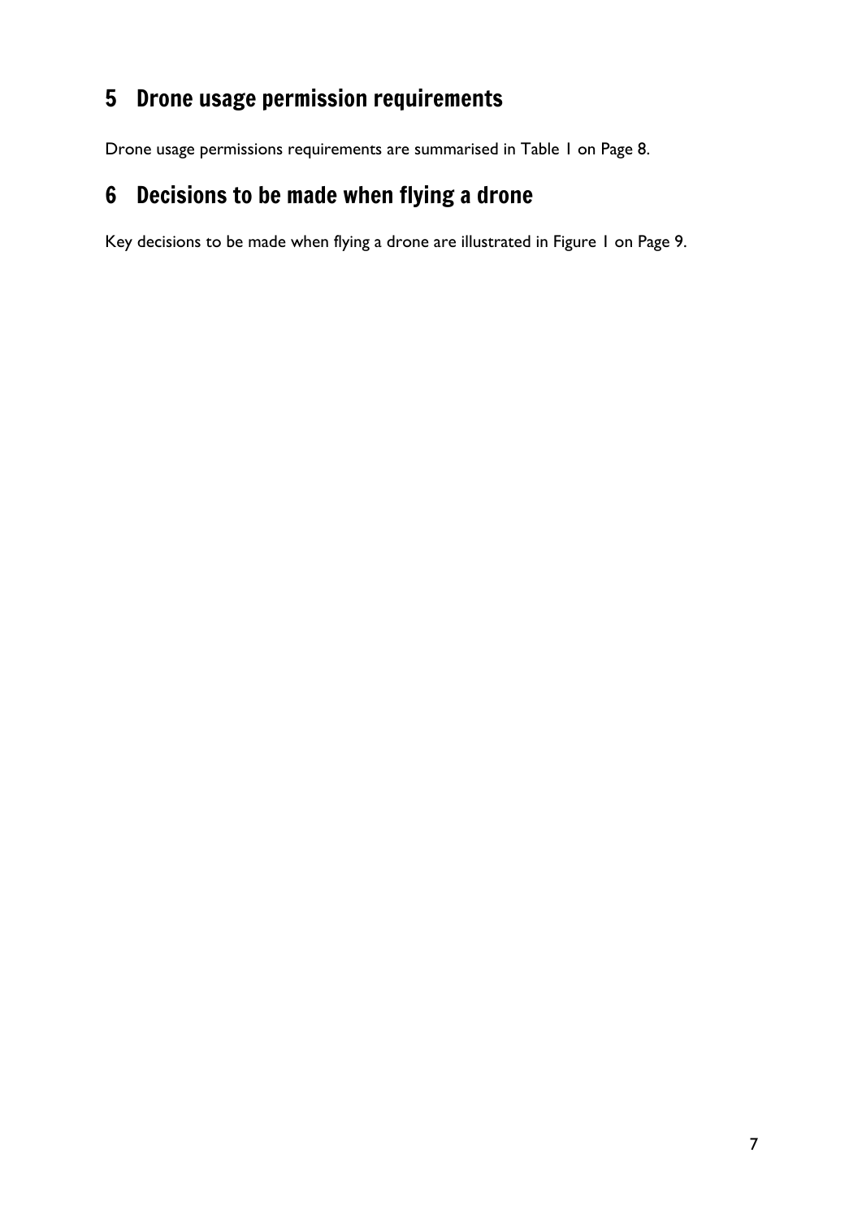# 5 Drone usage permission requirements

Drone usage permissions requirements are summarised in Table 1 on Page 8.

# 6 Decisions to be made when flying a drone

Key decisions to be made when flying a drone are illustrated in Figure 1 on Page 9.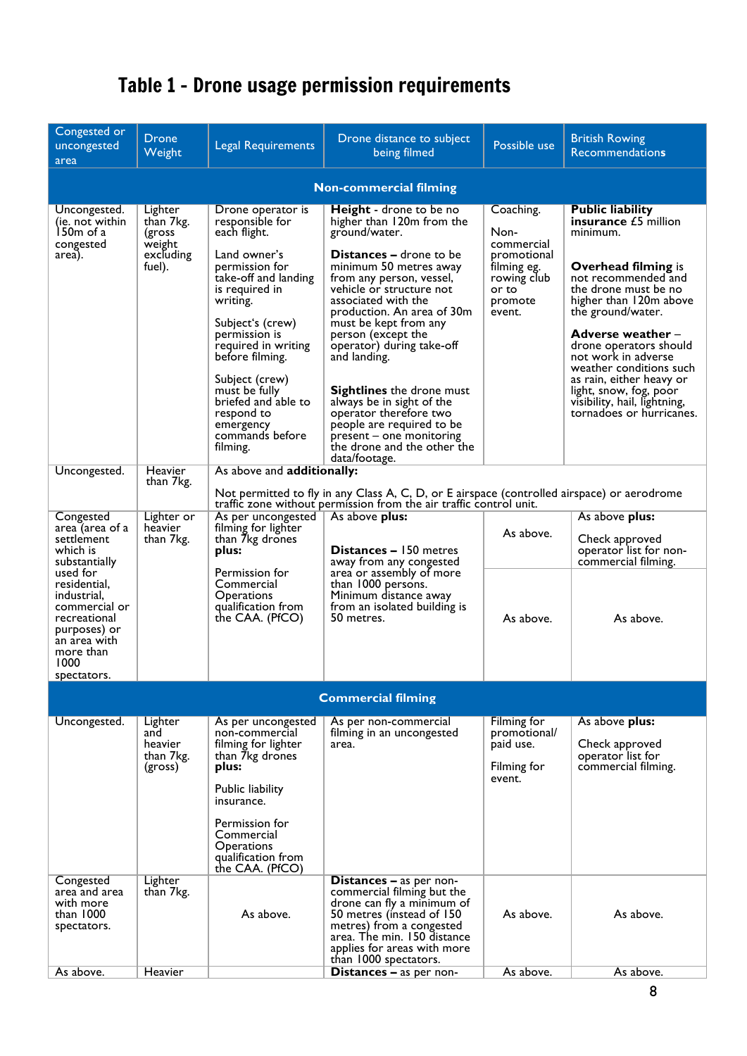# Table 1 - Drone usage permission requirements

| Congested or uncongested area | Drone Weight | Legal Requirements | Drone distance to subject being filmed | Possible use | British Rowing Recommendations |
|---|---|---|---|---|---|
| **Non-commercial filming** | | | | | |
| Uncongested. (ie. not within 150m of a congested area). | Lighter than 7kg. (gross weight excluding fuel). | Drone operator is responsible for each flight.<br><br>Land owner's permission for take-off and landing is required in writing.<br><br>Subject's (crew) permission is required in writing before filming.<br><br>Subject (crew) must be fully briefed and able to respond to emergency commands before filming. | **Height** - drone to be no higher than 120m from the ground/water.<br><br>**Distances –** drone to be minimum 50 metres away from any person, vessel, vehicle or structure not associated with the production. An area of 30m must be kept from any person (except the operator) during take-off and landing.<br><br>**Sightlines** the drone must always be in sight of the operator therefore two people are required to be present – one monitoring the drone and the other the data/footage. | Coaching.<br><br>Non-commercial promotional filming eg. rowing club or to promote event. | **Public liability insurance** £5 million minimum.<br><br>**Overhead filming** is not recommended and the drone must be no higher than 120m above the ground/water.<br><br>**Adverse weather** – drone operators should not work in adverse weather conditions such as rain, either heavy or light, snow, fog, poor visibility, hail, lightning, tornadoes or hurricanes. |
| Uncongested. | Heavier than 7kg. | As above and **additionally:**<br><br>Not permitted to fly in any Class A, C, D, or E airspace (controlled airspace) or aerodrome traffic zone without permission from the air traffic control unit. | | | |
| Congested area (area of a settlement which is substantially used for residential, industrial, commercial or recreational purposes) or an area with more than 1000 spectators. | Lighter or heavier than 7kg. | As per uncongested filming for lighter than 7kg drones **plus:**<br><br>Permission for Commercial Operations qualification from the CAA. (PfCO) | As above **plus:**<br><br>**Distances –** 150 metres away from any congested area or assembly of more than 1000 persons. Minimum distance away from an isolated building is 50 metres. | As above.<br><br>As above. | As above **plus:**<br><br>Check approved operator list for non-commercial filming.<br><br>As above. |
| **Commercial filming** | | | | | |
| Uncongested. | Lighter and heavier than 7kg. (gross) | As per uncongested non-commercial filming for lighter than 7kg drones **plus:**<br><br>Public liability insurance.<br><br>Permission for Commercial Operations qualification from the CAA. (PfCO) | As per non-commercial filming in an uncongested area. | Filming for promotional/ paid use.<br><br>Filming for event. | As above **plus:**<br><br>Check approved operator list for commercial filming. |
| Congested area and area with more than 1000 spectators. | Lighter than 7kg. | As above. | **Distances –** as per non-commercial filming but the drone can fly a minimum of 50 metres (instead of 150 metres) from a congested area. The min. 150 distance applies for areas with more than 1000 spectators. | As above. | As above. |
| As above. | Heavier | | **Distances –** as per non- | As above. | As above. |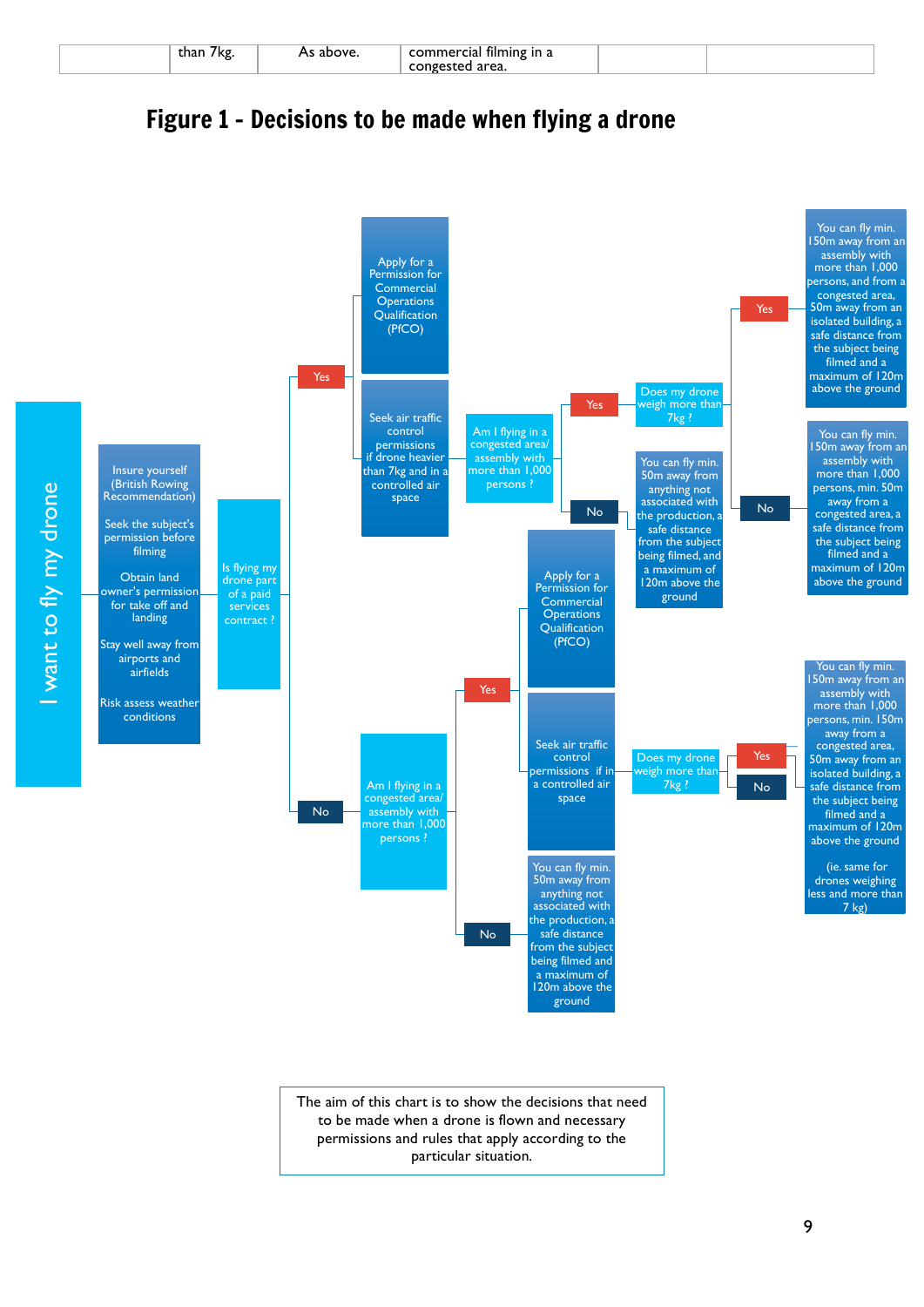|  | than 7kg. | As above. | commercial filming in a congested area. |  |  |
|---|---|---|---|---|---|

# Figure 1 - Decisions to be made when flying a drone

I want to fly my drone

- Insure yourself (British Rowing Recommendation)
- Seek the subject's permission before filming
- Obtain land owner's permission for take off and landing
- Stay well away from airports and airfields
- Risk assess weather conditions

**Is flying my drone part of a paid services contract ?**

- **Yes**
  - Apply for a Permission for Commercial Operations Qualification (PfCO)
  - Seek air traffic control permissions if drone heavier than 7kg and in a controlled air space
  - **Am I flying in a congested area/ assembly with more than 1,000 persons ?**
    - **Yes** → **Does my drone weigh more than 7kg ?**
      - **Yes** → You can fly min. 150m away from an assembly with more than 1,000 persons, and from a congested area, 50m away from an isolated building, a safe distance from the subject being filmed and a maximum of 120m above the ground
      - **No** → You can fly min. 150m away from an assembly with more than 1,000 persons, min. 50m away from a congested area, a safe distance from the subject being filmed and a maximum of 120m above the ground
    - **No** → You can fly min. 50m away from anything not associated with the production, a safe distance from the subject being filmed, and a maximum of 120m above the ground
- **No**
  - **Am I flying in a congested area/ assembly with more than 1,000 persons ?**
    - **Yes**
      - Apply for a Permission for Commercial Operations Qualification (PfCO)
      - Seek air traffic control permissions if in a controlled air space
      - **Does my drone weigh more than 7kg ?**
        - **Yes** / **No** → You can fly min. 150m away from an assembly with more than 1,000 persons, min. 150m away from a congested area, 50m away from an isolated building, a safe distance from the subject being filmed and a maximum of 120m above the ground (ie. same for drones weighing less and more than 7 kg)
    - **No** → You can fly min. 50m away from anything not associated with the production, a safe distance from the subject being filmed and a maximum of 120m above the ground

The aim of this chart is to show the decisions that need to be made when a drone is flown and necessary permissions and rules that apply according to the particular situation.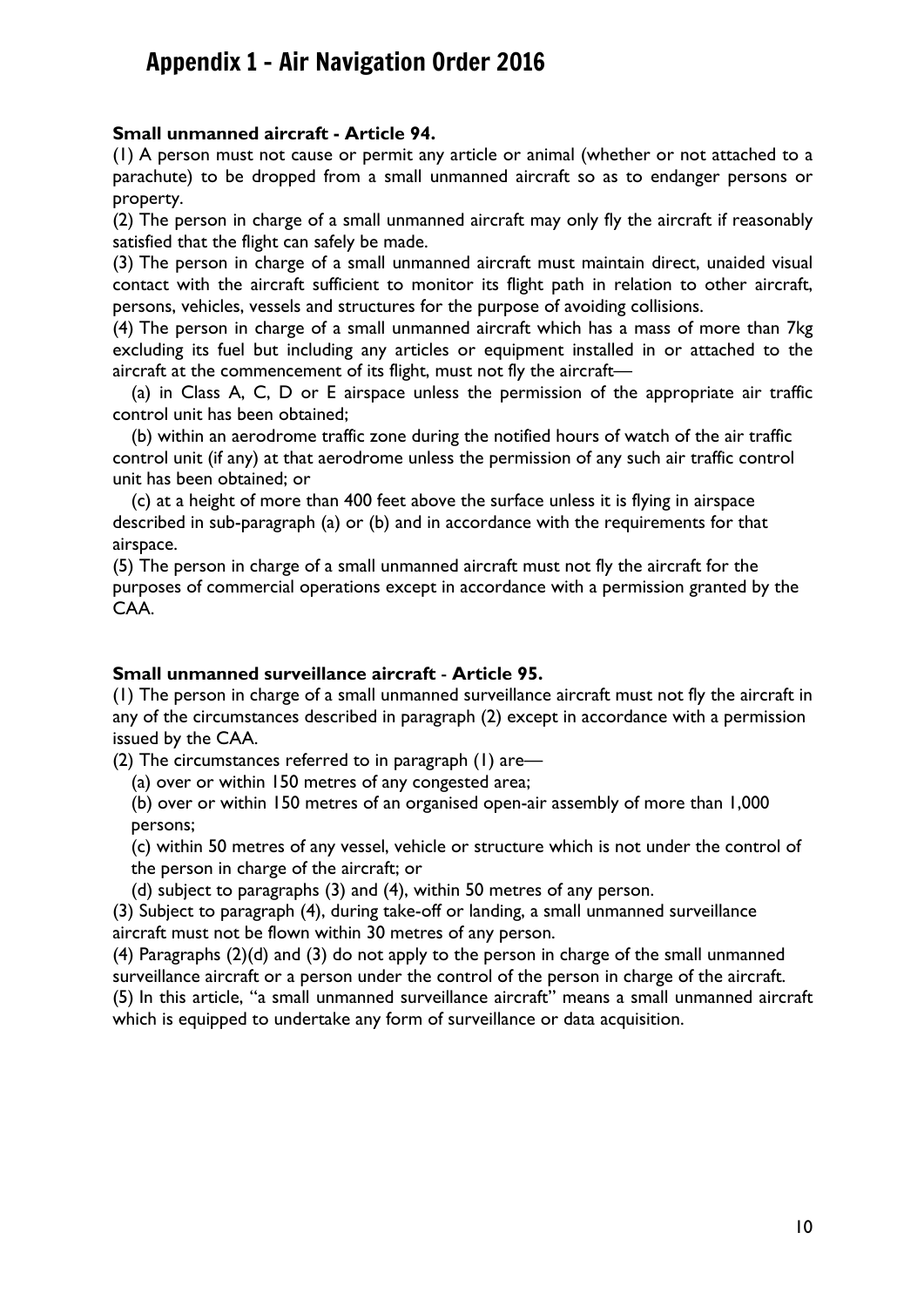# Appendix 1 - Air Navigation Order 2016

**Small unmanned aircraft - Article 94.**

(1) A person must not cause or permit any article or animal (whether or not attached to a parachute) to be dropped from a small unmanned aircraft so as to endanger persons or property.

(2) The person in charge of a small unmanned aircraft may only fly the aircraft if reasonably satisfied that the flight can safely be made.

(3) The person in charge of a small unmanned aircraft must maintain direct, unaided visual contact with the aircraft sufficient to monitor its flight path in relation to other aircraft, persons, vehicles, vessels and structures for the purpose of avoiding collisions.

(4) The person in charge of a small unmanned aircraft which has a mass of more than 7kg excluding its fuel but including any articles or equipment installed in or attached to the aircraft at the commencement of its flight, must not fly the aircraft—

(a) in Class A, C, D or E airspace unless the permission of the appropriate air traffic control unit has been obtained;

(b) within an aerodrome traffic zone during the notified hours of watch of the air traffic control unit (if any) at that aerodrome unless the permission of any such air traffic control unit has been obtained; or

(c) at a height of more than 400 feet above the surface unless it is flying in airspace described in sub-paragraph (a) or (b) and in accordance with the requirements for that airspace.

(5) The person in charge of a small unmanned aircraft must not fly the aircraft for the purposes of commercial operations except in accordance with a permission granted by the CAA.

**Small unmanned surveillance aircraft - Article 95.**

(1) The person in charge of a small unmanned surveillance aircraft must not fly the aircraft in any of the circumstances described in paragraph (2) except in accordance with a permission issued by the CAA.

(2) The circumstances referred to in paragraph (1) are—

(a) over or within 150 metres of any congested area;

(b) over or within 150 metres of an organised open-air assembly of more than 1,000 persons;

(c) within 50 metres of any vessel, vehicle or structure which is not under the control of the person in charge of the aircraft; or

(d) subject to paragraphs (3) and (4), within 50 metres of any person.

(3) Subject to paragraph (4), during take-off or landing, a small unmanned surveillance aircraft must not be flown within 30 metres of any person.

(4) Paragraphs (2)(d) and (3) do not apply to the person in charge of the small unmanned surveillance aircraft or a person under the control of the person in charge of the aircraft.

(5) In this article, "a small unmanned surveillance aircraft" means a small unmanned aircraft which is equipped to undertake any form of surveillance or data acquisition.